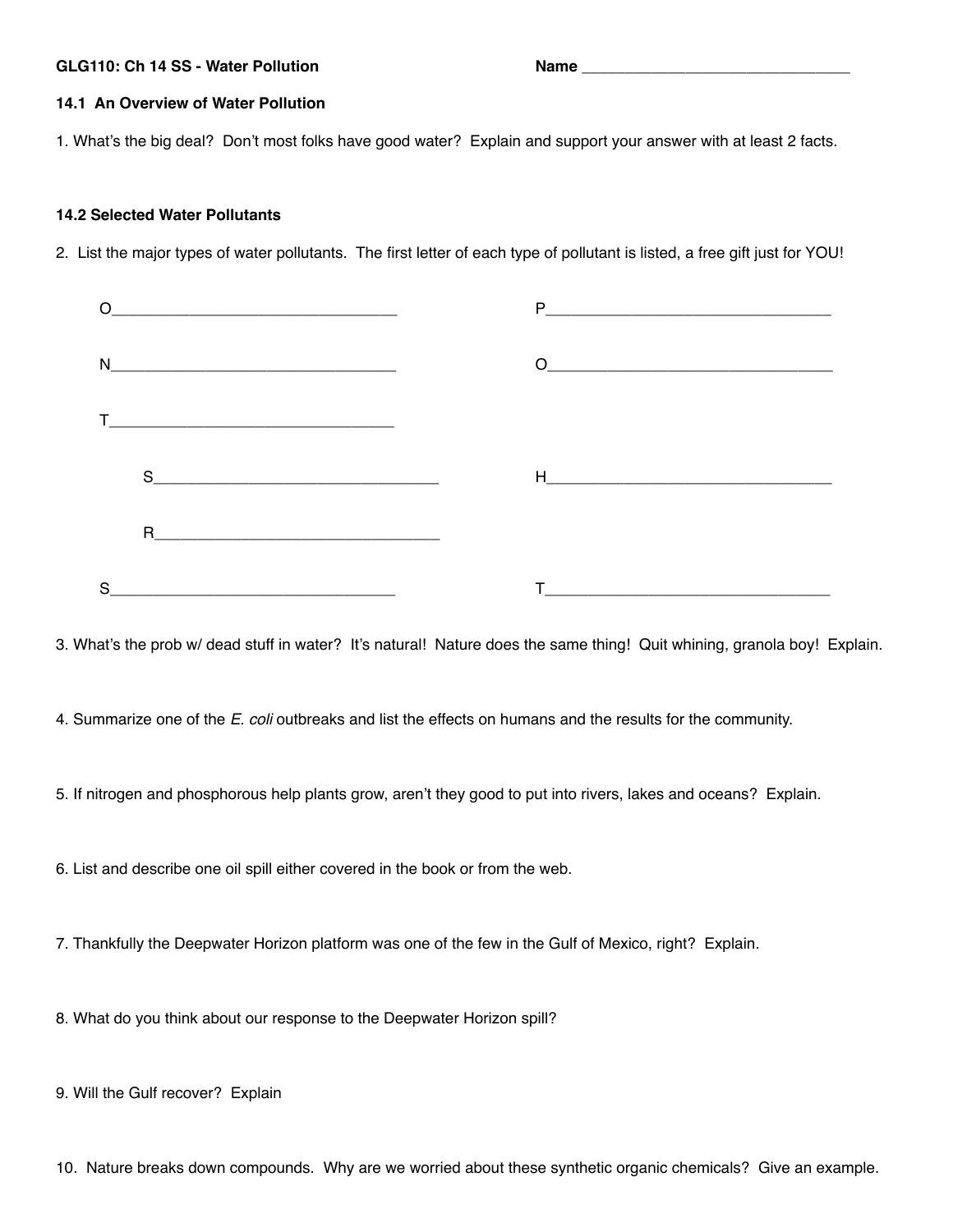**GLG110: Ch 14 SS - Water Pollution** **Name** ________________________________

## 14.1 An Overview of Water Pollution

1. What's the big deal? Don't most folks have good water? Explain and support your answer with at least 2 facts.

## 14.2 Selected Water Pollutants

2. List the major types of water pollutants. The first letter of each type of pollutant is listed, a free gift just for YOU!

O__________________________________ P__________________________________

N__________________________________ O__________________________________

T__________________________________

S__________________________________ H__________________________________

R__________________________________

S__________________________________ T__________________________________

3. What's the prob w/ dead stuff in water? It's natural! Nature does the same thing! Quit whining, granola boy! Explain.

4. Summarize one of the *E. coli* outbreaks and list the effects on humans and the results for the community.

5. If nitrogen and phosphorous help plants grow, aren't they good to put into rivers, lakes and oceans? Explain.

6. List and describe one oil spill either covered in the book or from the web.

7. Thankfully the Deepwater Horizon platform was one of the few in the Gulf of Mexico, right? Explain.

8. What do you think about our response to the Deepwater Horizon spill?

9. Will the Gulf recover? Explain

10. Nature breaks down compounds. Why are we worried about these synthetic organic chemicals? Give an example.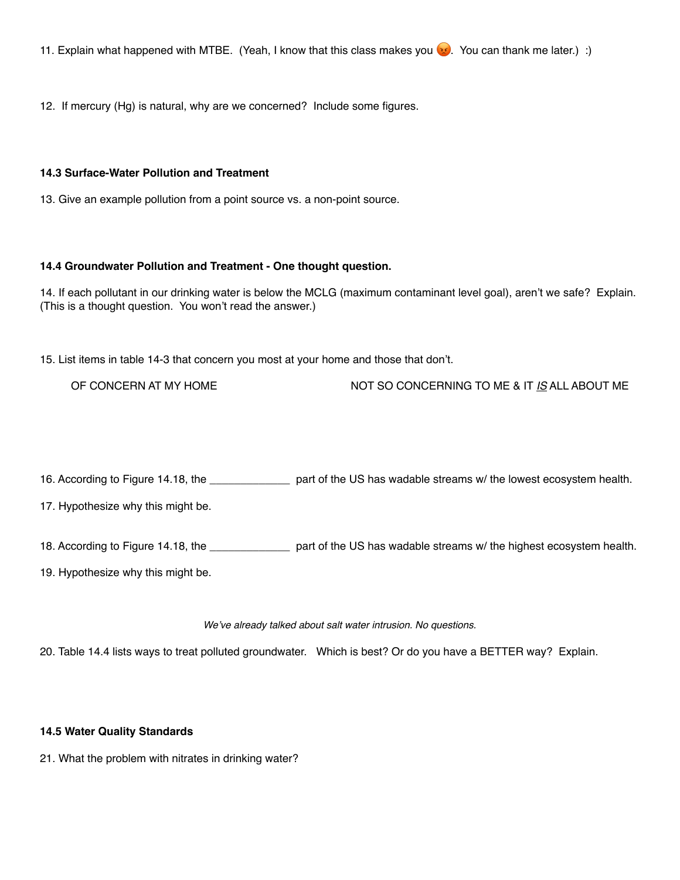11. Explain what happened with MTBE. (Yeah, I know that this class makes you 😡. You can thank me later.) :)

12. If mercury (Hg) is natural, why are we concerned? Include some figures.

**14.3 Surface-Water Pollution and Treatment**

13. Give an example pollution from a point source vs. a non-point source.

**14.4 Groundwater Pollution and Treatment - One thought question.**

14. If each pollutant in our drinking water is below the MCLG (maximum contaminant level goal), aren't we safe? Explain. (This is a thought question. You won't read the answer.)

15. List items in table 14-3 that concern you most at your home and those that don't.

| OF CONCERN AT MY HOME | NOT SO CONCERNING TO ME & IT *IS* ALL ABOUT ME |
| --- | --- |
| | |

16. According to Figure 14.18, the _____________ part of the US has wadable streams w/ the lowest ecosystem health.

17. Hypothesize why this might be.

18. According to Figure 14.18, the _____________ part of the US has wadable streams w/ the highest ecosystem health.

19. Hypothesize why this might be.

*We've already talked about salt water intrusion. No questions.*

20. Table 14.4 lists ways to treat polluted groundwater. Which is best? Or do you have a BETTER way? Explain.

**14.5 Water Quality Standards**

21. What the problem with nitrates in drinking water?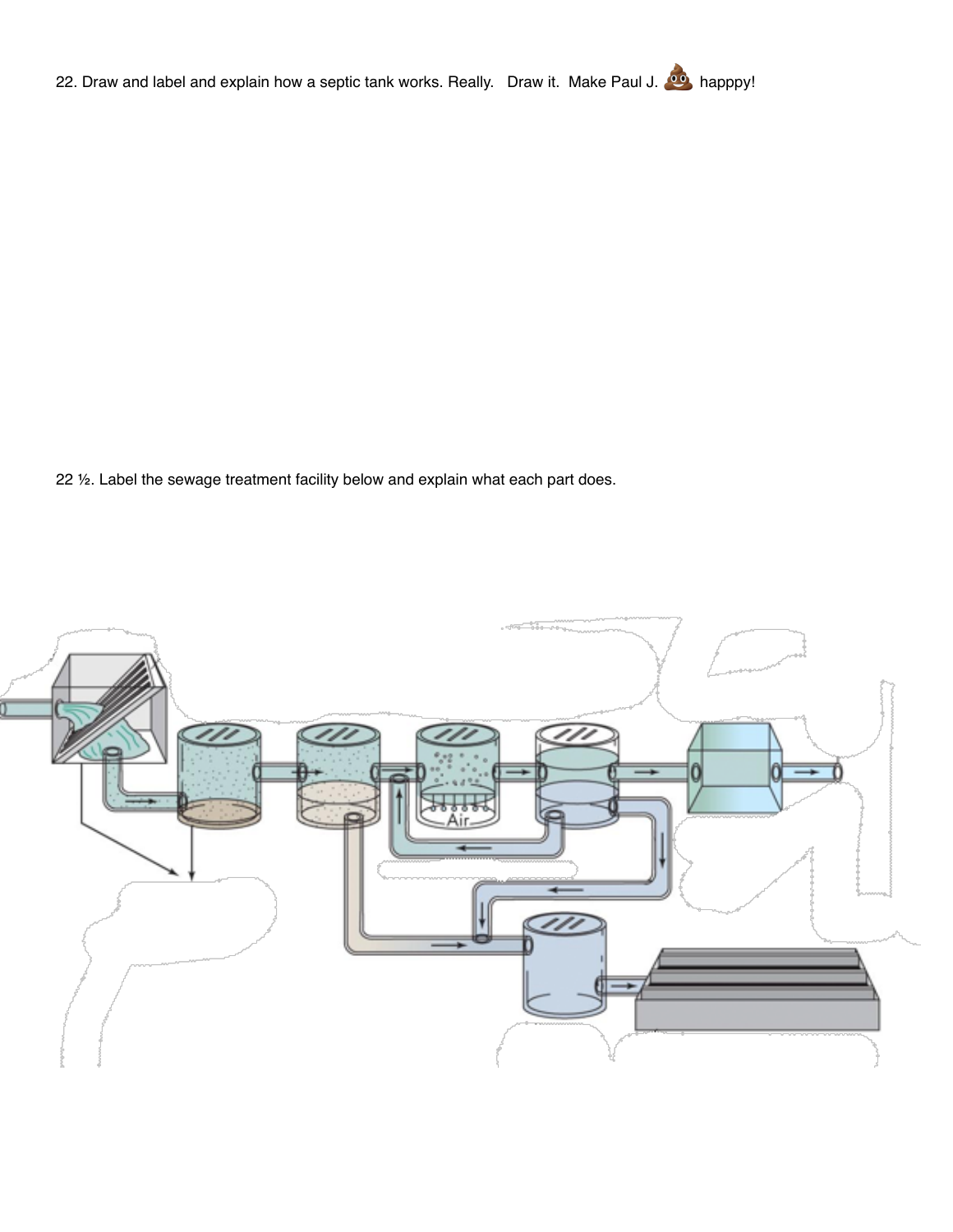22. Draw and label and explain how a septic tank works. Really.   Draw it.  Make Paul J. 💩 happpy!

22 ½. Label the sewage treatment facility below and explain what each part does.

Air